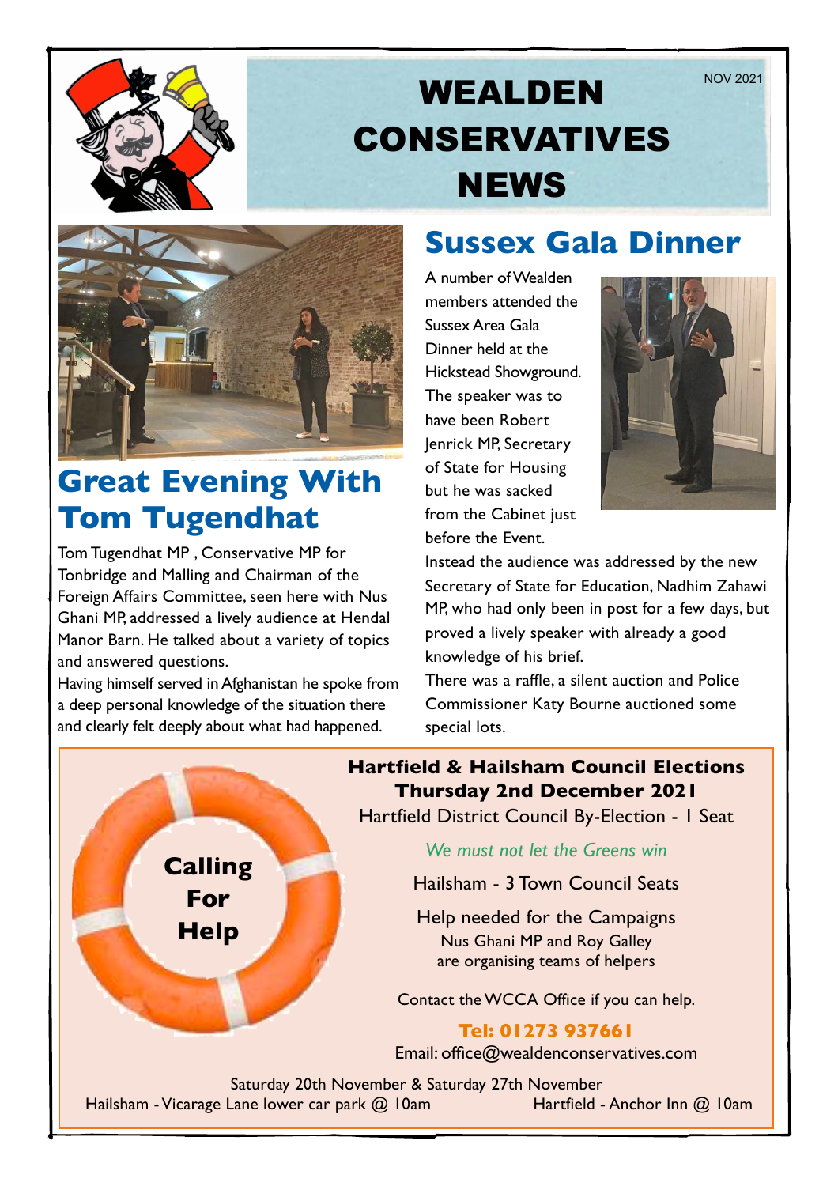# WEALDEN CONSERVATIVES NEWS

NOV 2021

## Great Evening With Tom Tugendhat

Tom Tugendhat MP , Conservative MP for Tonbridge and Malling and Chairman of the Foreign Affairs Committee, seen here with Nus Ghani MP, addressed a lively audience at Hendal Manor Barn. He talked about a variety of topics and answered questions.

Having himself served in Afghanistan he spoke from a deep personal knowledge of the situation there and clearly felt deeply about what had happened.

## Sussex Gala Dinner

A number of Wealden members attended the Sussex Area Gala Dinner held at the Hickstead Showground. The speaker was to have been Robert Jenrick MP, Secretary of State for Housing but he was sacked from the Cabinet just before the Event.

Instead the audience was addressed by the new Secretary of State for Education, Nadhim Zahawi MP, who had only been in post for a few days, but proved a lively speaker with already a good knowledge of his brief.

There was a raffle, a silent auction and Police Commissioner Katy Bourne auctioned some special lots.

---

**Calling For Help**

**Hartfield & Hailsham Council Elections**
**Thursday 2nd December 2021**

Hartfield District Council By-Election - 1 Seat

*We must not let the Greens win*

Hailsham - 3 Town Council Seats

Help needed for the Campaigns

Nus Ghani MP and Roy Galley are organising teams of helpers

Contact the WCCA Office if you can help.

**Tel: 01273 937661**

Email: office@wealdenconservatives.com

Saturday 20th November & Saturday 27th November

Hailsham - Vicarage Lane lower car park @ 10am

Hartfield - Anchor Inn @ 10am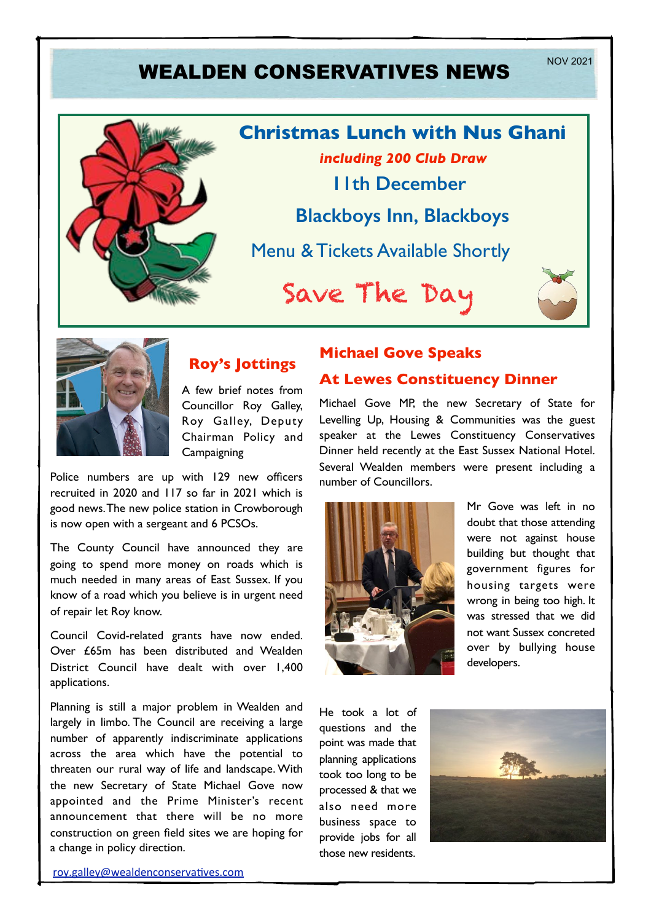# WEALDEN CONSERVATIVES NEWS

NOV 2021

## Christmas Lunch with Nus Ghani

*including 200 Club Draw*

11th December

Blackboys Inn, Blackboys

Menu & Tickets Available Shortly

Save The Day

## Roy's Jottings

A few brief notes from Councillor Roy Galley, Roy Galley, Deputy Chairman Policy and Campaigning

Police numbers are up with 129 new officers recruited in 2020 and 117 so far in 2021 which is good news. The new police station in Crowborough is now open with a sergeant and 6 PCSOs.

The County Council have announced they are going to spend more money on roads which is much needed in many areas of East Sussex. If you know of a road which you believe is in urgent need of repair let Roy know.

Council Covid-related grants have now ended. Over £65m has been distributed and Wealden District Council have dealt with over 1,400 applications.

Planning is still a major problem in Wealden and largely in limbo. The Council are receiving a large number of apparently indiscriminate applications across the area which have the potential to threaten our rural way of life and landscape. With the new Secretary of State Michael Gove now appointed and the Prime Minister's recent announcement that there will be no more construction on green field sites we are hoping for a change in policy direction.

roy.galley@wealdenconservatives.com

## Michael Gove Speaks At Lewes Constituency Dinner

Michael Gove MP, the new Secretary of State for Levelling Up, Housing & Communities was the guest speaker at the Lewes Constituency Conservatives Dinner held recently at the East Sussex National Hotel. Several Wealden members were present including a number of Councillors.

Mr Gove was left in no doubt that those attending were not against house building but thought that government figures for housing targets were wrong in being too high. It was stressed that we did not want Sussex concreted over by bullying house developers.

He took a lot of questions and the point was made that planning applications took too long to be processed & that we also need more business space to provide jobs for all those new residents.